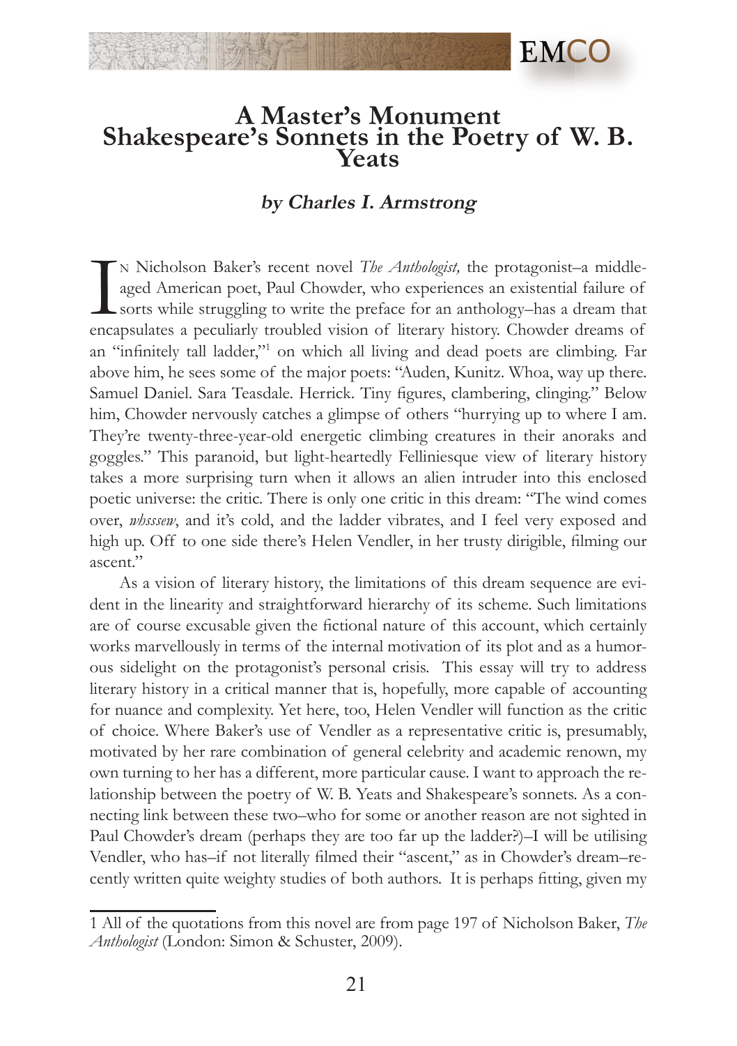# A Master's Monument
## Shakespeare's Sonnets in the Poetry of W. B. Yeats

### *by Charles I. Armstrong*

In Nicholson Baker's recent novel *The Anthologist,* the protagonist–a middle-aged American poet, Paul Chowder, who experiences an existential failure of sorts while struggling to write the preface for an anthology–has a dream that encapsulates a peculiarly troubled vision of literary history. Chowder dreams of an "infinitely tall ladder,"[1] on which all living and dead poets are climbing. Far above him, he sees some of the major poets: "Auden, Kunitz. Whoa, way up there. Samuel Daniel. Sara Teasdale. Herrick. Tiny figures, clambering, clinging." Below him, Chowder nervously catches a glimpse of others "hurrying up to where I am. They're twenty-three-year-old energetic climbing creatures in their anoraks and goggles." This paranoid, but light-heartedly Felliniesque view of literary history takes a more surprising turn when it allows an alien intruder into this enclosed poetic universe: the critic. There is only one critic in this dream: "The wind comes over, *whsssew*, and it's cold, and the ladder vibrates, and I feel very exposed and high up. Off to one side there's Helen Vendler, in her trusty dirigible, filming our ascent."

As a vision of literary history, the limitations of this dream sequence are evident in the linearity and straightforward hierarchy of its scheme. Such limitations are of course excusable given the fictional nature of this account, which certainly works marvellously in terms of the internal motivation of its plot and as a humorous sidelight on the protagonist's personal crisis. This essay will try to address literary history in a critical manner that is, hopefully, more capable of accounting for nuance and complexity. Yet here, too, Helen Vendler will function as the critic of choice. Where Baker's use of Vendler as a representative critic is, presumably, motivated by her rare combination of general celebrity and academic renown, my own turning to her has a different, more particular cause. I want to approach the relationship between the poetry of W. B. Yeats and Shakespeare's sonnets. As a connecting link between these two–who for some or another reason are not sighted in Paul Chowder's dream (perhaps they are too far up the ladder?)–I will be utilising Vendler, who has–if not literally filmed their "ascent," as in Chowder's dream–recently written quite weighty studies of both authors. It is perhaps fitting, given my

---

1 All of the quotations from this novel are from page 197 of Nicholson Baker, *The Anthologist* (London: Simon & Schuster, 2009).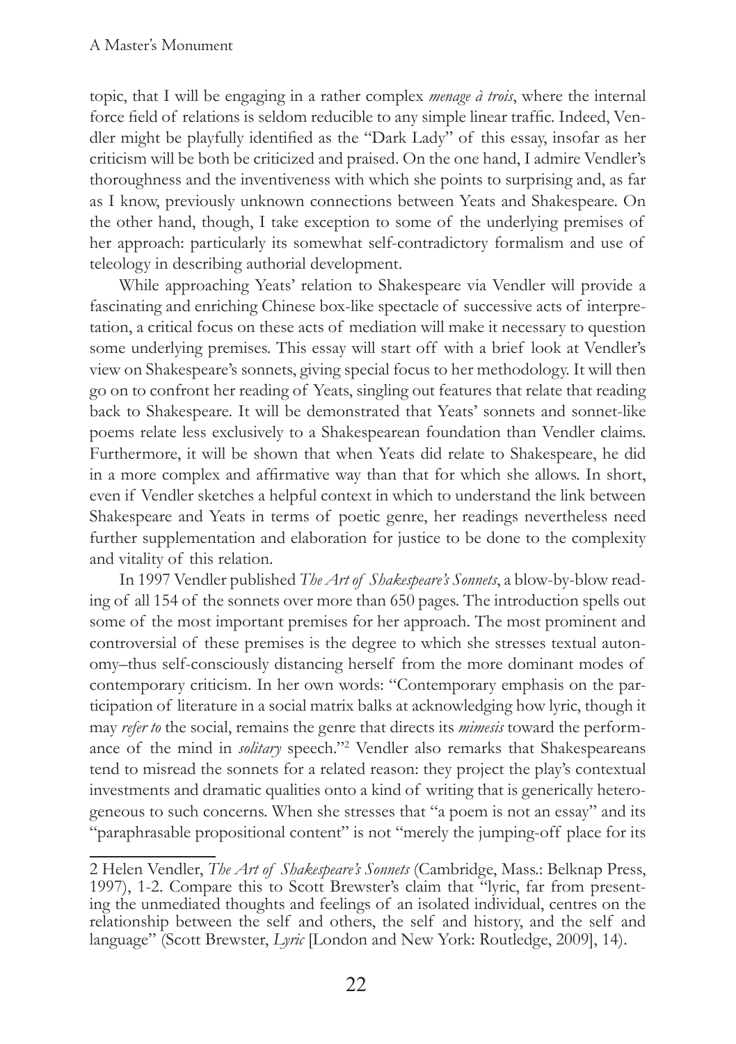topic, that I will be engaging in a rather complex *menage à trois*, where the internal force field of relations is seldom reducible to any simple linear traffic. Indeed, Vendler might be playfully identified as the "Dark Lady" of this essay, insofar as her criticism will be both be criticized and praised. On the one hand, I admire Vendler's thoroughness and the inventiveness with which she points to surprising and, as far as I know, previously unknown connections between Yeats and Shakespeare. On the other hand, though, I take exception to some of the underlying premises of her approach: particularly its somewhat self-contradictory formalism and use of teleology in describing authorial development.

While approaching Yeats' relation to Shakespeare via Vendler will provide a fascinating and enriching Chinese box-like spectacle of successive acts of interpretation, a critical focus on these acts of mediation will make it necessary to question some underlying premises. This essay will start off with a brief look at Vendler's view on Shakespeare's sonnets, giving special focus to her methodology. It will then go on to confront her reading of Yeats, singling out features that relate that reading back to Shakespeare. It will be demonstrated that Yeats' sonnets and sonnet-like poems relate less exclusively to a Shakespearean foundation than Vendler claims. Furthermore, it will be shown that when Yeats did relate to Shakespeare, he did in a more complex and affirmative way than that for which she allows. In short, even if Vendler sketches a helpful context in which to understand the link between Shakespeare and Yeats in terms of poetic genre, her readings nevertheless need further supplementation and elaboration for justice to be done to the complexity and vitality of this relation.

In 1997 Vendler published *The Art of Shakespeare's Sonnets*, a blow-by-blow reading of all 154 of the sonnets over more than 650 pages. The introduction spells out some of the most important premises for her approach. The most prominent and controversial of these premises is the degree to which she stresses textual autonomy–thus self-consciously distancing herself from the more dominant modes of contemporary criticism. In her own words: "Contemporary emphasis on the participation of literature in a social matrix balks at acknowledging how lyric, though it may *refer to* the social, remains the genre that directs its *mimesis* toward the performance of the mind in *solitary* speech."[2] Vendler also remarks that Shakespeareans tend to misread the sonnets for a related reason: they project the play's contextual investments and dramatic qualities onto a kind of writing that is generically heterogeneous to such concerns. When she stresses that "a poem is not an essay" and its "paraphrasable propositional content" is not "merely the jumping-off place for its

---

2 Helen Vendler, *The Art of Shakespeare's Sonnets* (Cambridge, Mass.: Belknap Press, 1997), 1-2. Compare this to Scott Brewster's claim that "lyric, far from presenting the unmediated thoughts and feelings of an isolated individual, centres on the relationship between the self and others, the self and history, and the self and language" (Scott Brewster, *Lyric* [London and New York: Routledge, 2009], 14).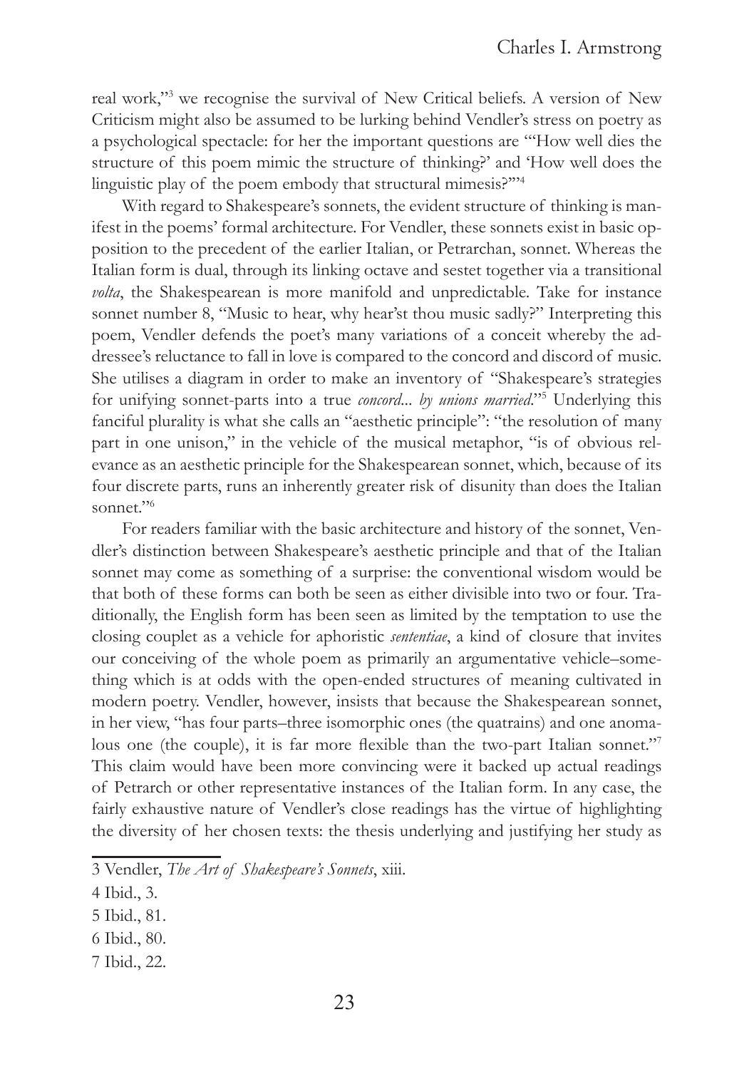real work,"[3] we recognise the survival of New Critical beliefs. A version of New Criticism might also be assumed to be lurking behind Vendler's stress on poetry as a psychological spectacle: for her the important questions are "'How well dies the structure of this poem mimic the structure of thinking?' and 'How well does the linguistic play of the poem embody that structural mimesis?'"[4]

With regard to Shakespeare's sonnets, the evident structure of thinking is manifest in the poems' formal architecture. For Vendler, these sonnets exist in basic opposition to the precedent of the earlier Italian, or Petrarchan, sonnet. Whereas the Italian form is dual, through its linking octave and sestet together via a transitional *volta*, the Shakespearean is more manifold and unpredictable. Take for instance sonnet number 8, "Music to hear, why hear'st thou music sadly?" Interpreting this poem, Vendler defends the poet's many variations of a conceit whereby the addressee's reluctance to fall in love is compared to the concord and discord of music. She utilises a diagram in order to make an inventory of "Shakespeare's strategies for unifying sonnet-parts into a true *concord... by unions married*."[5] Underlying this fanciful plurality is what she calls an "aesthetic principle": "the resolution of many part in one unison," in the vehicle of the musical metaphor, "is of obvious relevance as an aesthetic principle for the Shakespearean sonnet, which, because of its four discrete parts, runs an inherently greater risk of disunity than does the Italian sonnet."[6]

For readers familiar with the basic architecture and history of the sonnet, Vendler's distinction between Shakespeare's aesthetic principle and that of the Italian sonnet may come as something of a surprise: the conventional wisdom would be that both of these forms can both be seen as either divisible into two or four. Traditionally, the English form has been seen as limited by the temptation to use the closing couplet as a vehicle for aphoristic *sententiae*, a kind of closure that invites our conceiving of the whole poem as primarily an argumentative vehicle–something which is at odds with the open-ended structures of meaning cultivated in modern poetry. Vendler, however, insists that because the Shakespearean sonnet, in her view, "has four parts–three isomorphic ones (the quatrains) and one anomalous one (the couple), it is far more flexible than the two-part Italian sonnet."[7] This claim would have been more convincing were it backed up actual readings of Petrarch or other representative instances of the Italian form. In any case, the fairly exhaustive nature of Vendler's close readings has the virtue of highlighting the diversity of her chosen texts: the thesis underlying and justifying her study as

3 Vendler, *The Art of Shakespeare's Sonnets*, xiii.

4 Ibid., 3.

5 Ibid., 81.

6 Ibid., 80.

7 Ibid., 22.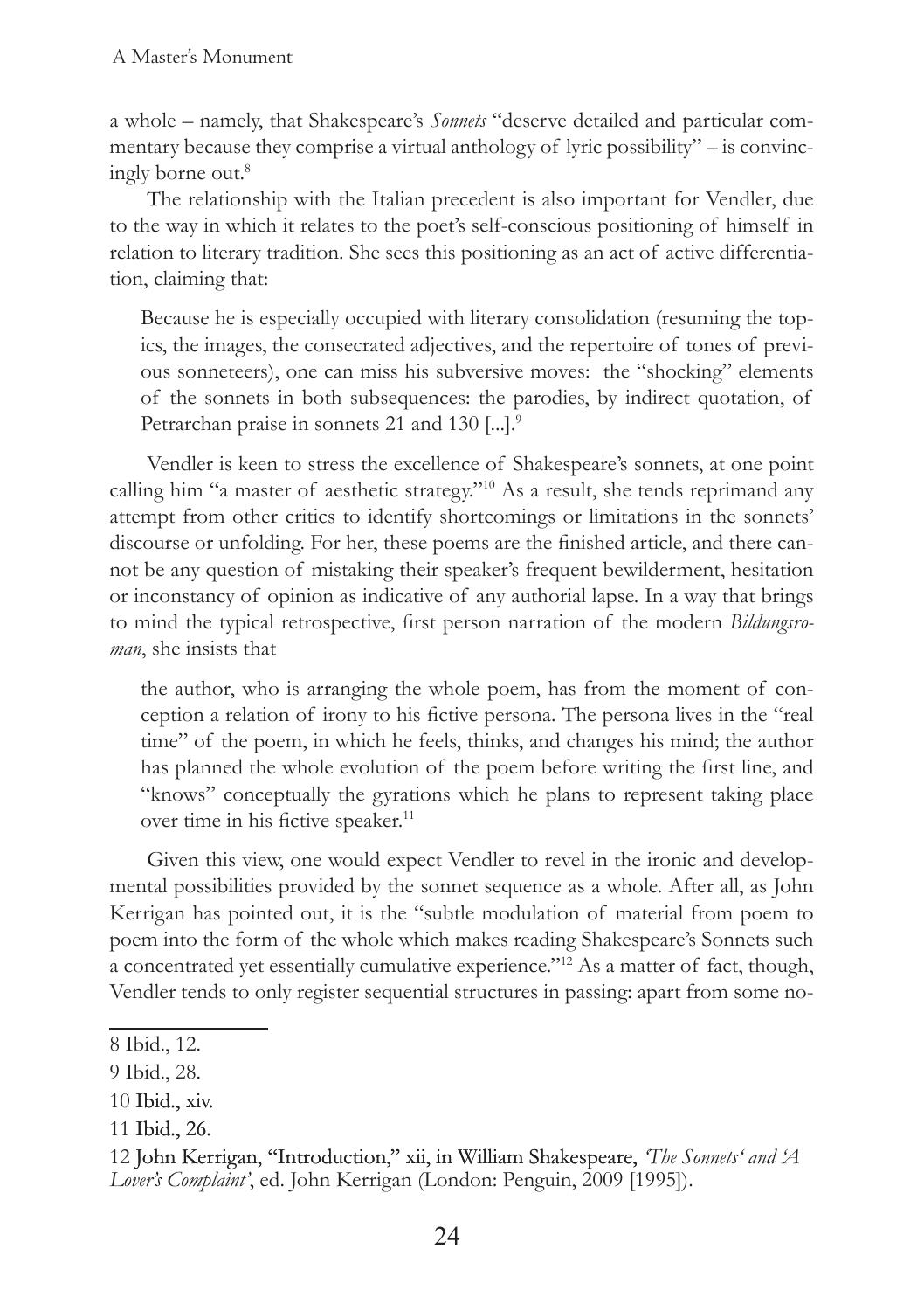a whole – namely, that Shakespeare's *Sonnets* "deserve detailed and particular commentary because they comprise a virtual anthology of lyric possibility" – is convincingly borne out.[8]

The relationship with the Italian precedent is also important for Vendler, due to the way in which it relates to the poet's self-conscious positioning of himself in relation to literary tradition. She sees this positioning as an act of active differentiation, claiming that:

> Because he is especially occupied with literary consolidation (resuming the topics, the images, the consecrated adjectives, and the repertoire of tones of previous sonneteers), one can miss his subversive moves: the "shocking" elements of the sonnets in both subsequences: the parodies, by indirect quotation, of Petrarchan praise in sonnets 21 and 130 [...].[9]

Vendler is keen to stress the excellence of Shakespeare's sonnets, at one point calling him "a master of aesthetic strategy."[10] As a result, she tends reprimand any attempt from other critics to identify shortcomings or limitations in the sonnets' discourse or unfolding. For her, these poems are the finished article, and there cannot be any question of mistaking their speaker's frequent bewilderment, hesitation or inconstancy of opinion as indicative of any authorial lapse. In a way that brings to mind the typical retrospective, first person narration of the modern *Bildungsroman*, she insists that

> the author, who is arranging the whole poem, has from the moment of conception a relation of irony to his fictive persona. The persona lives in the "real time" of the poem, in which he feels, thinks, and changes his mind; the author has planned the whole evolution of the poem before writing the first line, and "knows" conceptually the gyrations which he plans to represent taking place over time in his fictive speaker.[11]

Given this view, one would expect Vendler to revel in the ironic and developmental possibilities provided by the sonnet sequence as a whole. After all, as John Kerrigan has pointed out, it is the "subtle modulation of material from poem to poem into the form of the whole which makes reading Shakespeare's Sonnets such a concentrated yet essentially cumulative experience."[12] As a matter of fact, though, Vendler tends to only register sequential structures in passing: apart from some no-

---

8 Ibid., 12.

9 Ibid., 28.

10 Ibid., xiv.

11 Ibid., 26.

12 John Kerrigan, "Introduction," xii, in William Shakespeare, *'The Sonnets' and 'A Lover's Complaint'*, ed. John Kerrigan (London: Penguin, 2009 [1995]).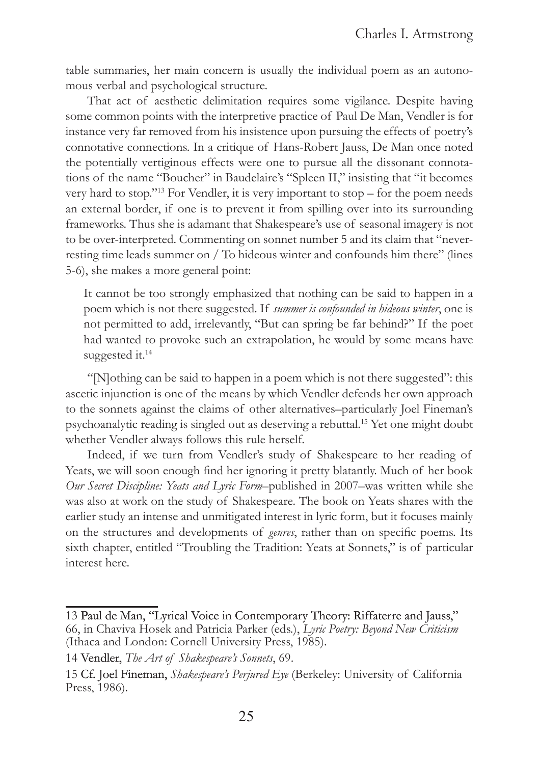table summaries, her main concern is usually the individual poem as an autonomous verbal and psychological structure.

That act of aesthetic delimitation requires some vigilance. Despite having some common points with the interpretive practice of Paul De Man, Vendler is for instance very far removed from his insistence upon pursuing the effects of poetry's connotative connections. In a critique of Hans-Robert Jauss, De Man once noted the potentially vertiginous effects were one to pursue all the dissonant connotations of the name "Boucher" in Baudelaire's "Spleen II," insisting that "it becomes very hard to stop."[13] For Vendler, it is very important to stop – for the poem needs an external border, if one is to prevent it from spilling over into its surrounding frameworks. Thus she is adamant that Shakespeare's use of seasonal imagery is not to be over-interpreted. Commenting on sonnet number 5 and its claim that "never-resting time leads summer on / To hideous winter and confounds him there" (lines 5-6), she makes a more general point:

> It cannot be too strongly emphasized that nothing can be said to happen in a poem which is not there suggested. If *summer is confounded in hideous winter*, one is not permitted to add, irrelevantly, "But can spring be far behind?" If the poet had wanted to provoke such an extrapolation, he would by some means have suggested it.[14]

"[N]othing can be said to happen in a poem which is not there suggested": this ascetic injunction is one of the means by which Vendler defends her own approach to the sonnets against the claims of other alternatives–particularly Joel Fineman's psychoanalytic reading is singled out as deserving a rebuttal.[15] Yet one might doubt whether Vendler always follows this rule herself.

Indeed, if we turn from Vendler's study of Shakespeare to her reading of Yeats, we will soon enough find her ignoring it pretty blatantly. Much of her book *Our Secret Discipline: Yeats and Lyric Form*–published in 2007–was written while she was also at work on the study of Shakespeare. The book on Yeats shares with the earlier study an intense and unmitigated interest in lyric form, but it focuses mainly on the structures and developments of *genres*, rather than on specific poems. Its sixth chapter, entitled "Troubling the Tradition: Yeats at Sonnets," is of particular interest here.

---

13 Paul de Man, "Lyrical Voice in Contemporary Theory: Riffaterre and Jauss," 66, in Chaviva Hosek and Patricia Parker (eds.), *Lyric Poetry: Beyond New Criticism* (Ithaca and London: Cornell University Press, 1985).

14 Vendler, *The Art of Shakespeare's Sonnets*, 69.

15 Cf. Joel Fineman, *Shakespeare's Perjured Eye* (Berkeley: University of California Press, 1986).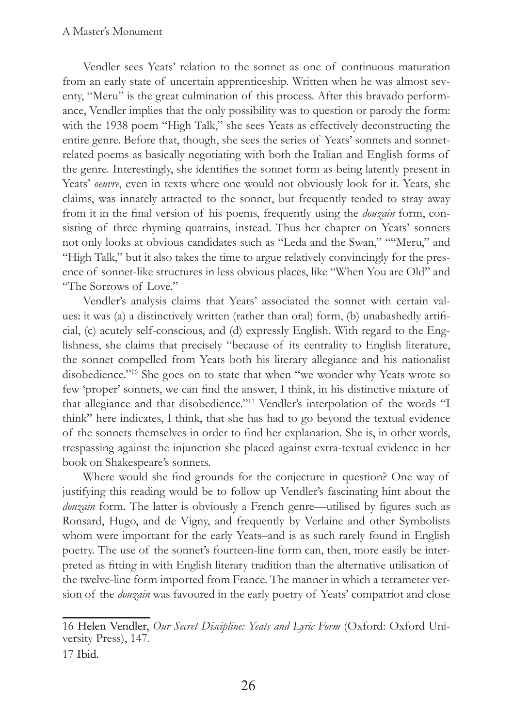Vendler sees Yeats' relation to the sonnet as one of continuous maturation from an early state of uncertain apprenticeship. Written when he was almost seventy, "Meru" is the great culmination of this process. After this bravado performance, Vendler implies that the only possibility was to question or parody the form: with the 1938 poem "High Talk," she sees Yeats as effectively deconstructing the entire genre. Before that, though, she sees the series of Yeats' sonnets and sonnet-related poems as basically negotiating with both the Italian and English forms of the genre. Interestingly, she identifies the sonnet form as being latently present in Yeats' *oeuvre*, even in texts where one would not obviously look for it. Yeats, she claims, was innately attracted to the sonnet, but frequently tended to stray away from it in the final version of his poems, frequently using the *douzain* form, consisting of three rhyming quatrains, instead. Thus her chapter on Yeats' sonnets not only looks at obvious candidates such as "Leda and the Swan," ""Meru," and "High Talk," but it also takes the time to argue relatively convincingly for the presence of sonnet-like structures in less obvious places, like "When You are Old" and "The Sorrows of Love."

Vendler's analysis claims that Yeats' associated the sonnet with certain values: it was (a) a distinctively written (rather than oral) form, (b) unabashedly artificial, (c) acutely self-conscious, and (d) expressly English. With regard to the Englishness, she claims that precisely "because of its centrality to English literature, the sonnet compelled from Yeats both his literary allegiance and his nationalist disobedience."[16] She goes on to state that when "we wonder why Yeats wrote so few 'proper' sonnets, we can find the answer, I think, in his distinctive mixture of that allegiance and that disobedience."[17] Vendler's interpolation of the words "I think" here indicates, I think, that she has had to go beyond the textual evidence of the sonnets themselves in order to find her explanation. She is, in other words, trespassing against the injunction she placed against extra-textual evidence in her book on Shakespeare's sonnets.

Where would she find grounds for the conjecture in question? One way of justifying this reading would be to follow up Vendler's fascinating hint about the *douzain* form. The latter is obviously a French genre—utilised by figures such as Ronsard, Hugo, and de Vigny, and frequently by Verlaine and other Symbolists whom were important for the early Yeats–and is as such rarely found in English poetry. The use of the sonnet's fourteen-line form can, then, more easily be interpreted as fitting in with English literary tradition than the alternative utilisation of the twelve-line form imported from France. The manner in which a tetrameter version of the *douzain* was favoured in the early poetry of Yeats' compatriot and close

---

16 Helen Vendler, *Our Secret Discipline: Yeats and Lyric Form* (Oxford: Oxford University Press), 147.

17 Ibid.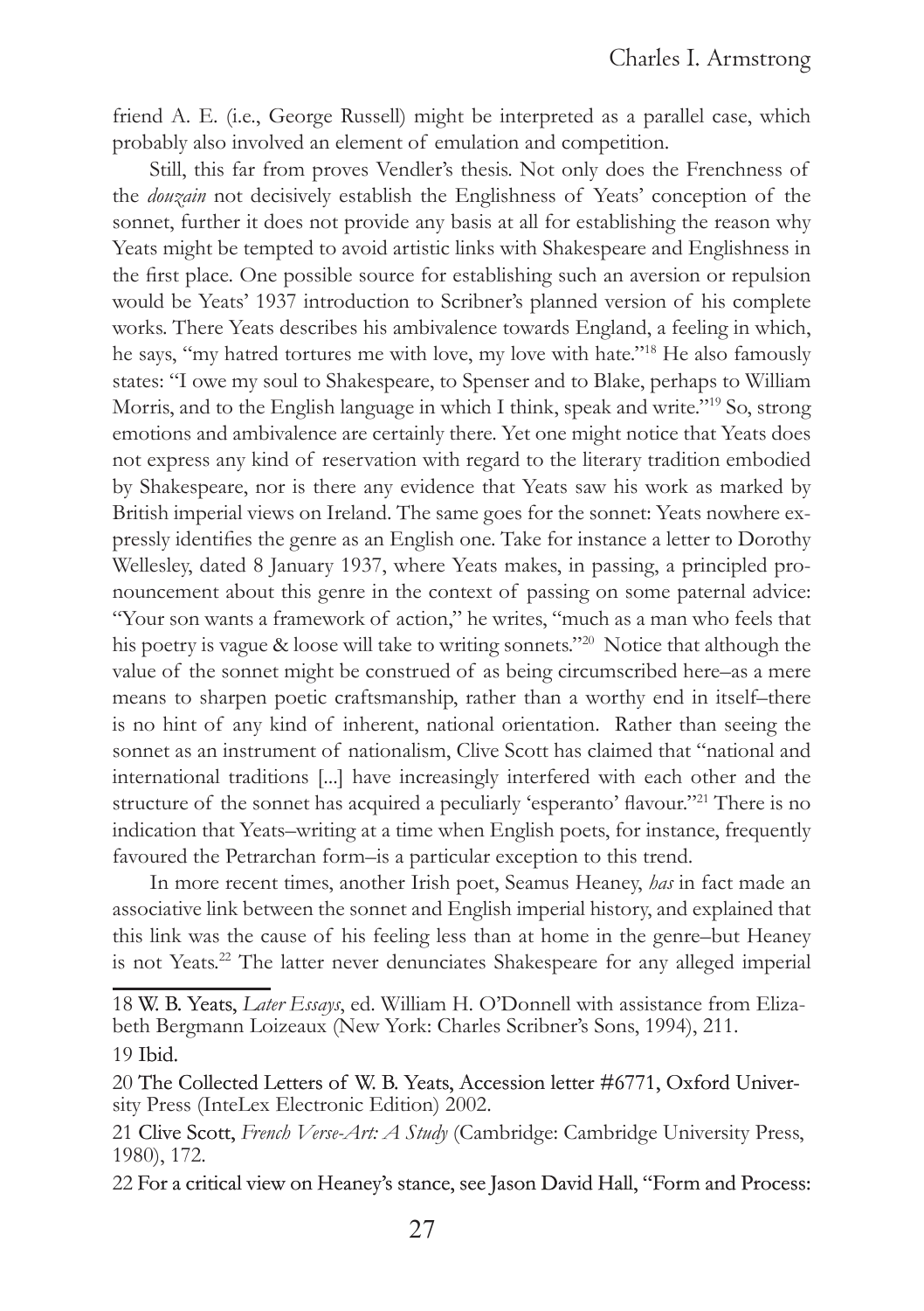friend A. E. (i.e., George Russell) might be interpreted as a parallel case, which probably also involved an element of emulation and competition.

Still, this far from proves Vendler's thesis. Not only does the Frenchness of the *douzain* not decisively establish the Englishness of Yeats' conception of the sonnet, further it does not provide any basis at all for establishing the reason why Yeats might be tempted to avoid artistic links with Shakespeare and Englishness in the first place. One possible source for establishing such an aversion or repulsion would be Yeats' 1937 introduction to Scribner's planned version of his complete works. There Yeats describes his ambivalence towards England, a feeling in which, he says, "my hatred tortures me with love, my love with hate."[18] He also famously states: "I owe my soul to Shakespeare, to Spenser and to Blake, perhaps to William Morris, and to the English language in which I think, speak and write."[19] So, strong emotions and ambivalence are certainly there. Yet one might notice that Yeats does not express any kind of reservation with regard to the literary tradition embodied by Shakespeare, nor is there any evidence that Yeats saw his work as marked by British imperial views on Ireland. The same goes for the sonnet: Yeats nowhere expressly identifies the genre as an English one. Take for instance a letter to Dorothy Wellesley, dated 8 January 1937, where Yeats makes, in passing, a principled pronouncement about this genre in the context of passing on some paternal advice: "Your son wants a framework of action," he writes, "much as a man who feels that his poetry is vague & loose will take to writing sonnets."[20] Notice that although the value of the sonnet might be construed of as being circumscribed here–as a mere means to sharpen poetic craftsmanship, rather than a worthy end in itself–there is no hint of any kind of inherent, national orientation. Rather than seeing the sonnet as an instrument of nationalism, Clive Scott has claimed that "national and international traditions [...] have increasingly interfered with each other and the structure of the sonnet has acquired a peculiarly 'esperanto' flavour."[21] There is no indication that Yeats–writing at a time when English poets, for instance, frequently favoured the Petrarchan form–is a particular exception to this trend.

In more recent times, another Irish poet, Seamus Heaney, *has* in fact made an associative link between the sonnet and English imperial history, and explained that this link was the cause of his feeling less than at home in the genre–but Heaney is not Yeats.[22] The latter never denunciates Shakespeare for any alleged imperial

---

18 W. B. Yeats, *Later Essays*, ed. William H. O'Donnell with assistance from Elizabeth Bergmann Loizeaux (New York: Charles Scribner's Sons, 1994), 211.

19 Ibid.

20 The Collected Letters of W. B. Yeats, Accession letter #6771, Oxford University Press (InteLex Electronic Edition) 2002.

21 Clive Scott, *French Verse-Art: A Study* (Cambridge: Cambridge University Press, 1980), 172.

22 For a critical view on Heaney's stance, see Jason David Hall, "Form and Process: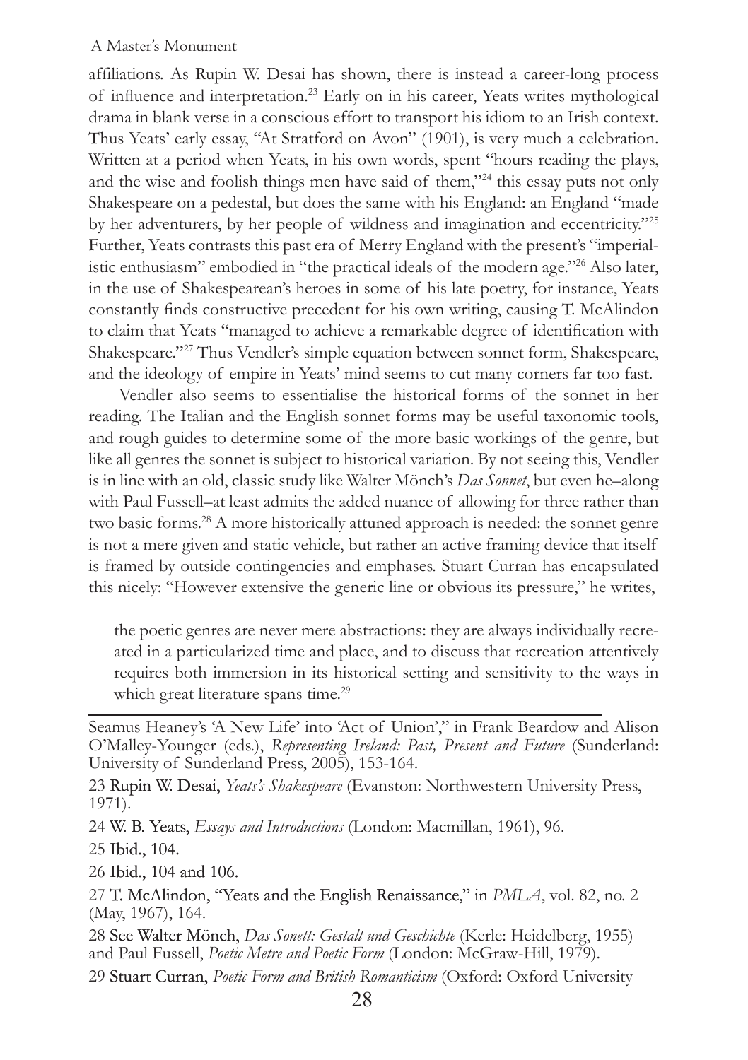affiliations. As Rupin W. Desai has shown, there is instead a career-long process of influence and interpretation.[23] Early on in his career, Yeats writes mythological drama in blank verse in a conscious effort to transport his idiom to an Irish context. Thus Yeats' early essay, "At Stratford on Avon" (1901), is very much a celebration. Written at a period when Yeats, in his own words, spent "hours reading the plays, and the wise and foolish things men have said of them,"[24] this essay puts not only Shakespeare on a pedestal, but does the same with his England: an England "made by her adventurers, by her people of wildness and imagination and eccentricity."[25] Further, Yeats contrasts this past era of Merry England with the present's "imperialistic enthusiasm" embodied in "the practical ideals of the modern age."[26] Also later, in the use of Shakespearean's heroes in some of his late poetry, for instance, Yeats constantly finds constructive precedent for his own writing, causing T. McAlindon to claim that Yeats "managed to achieve a remarkable degree of identification with Shakespeare."[27] Thus Vendler's simple equation between sonnet form, Shakespeare, and the ideology of empire in Yeats' mind seems to cut many corners far too fast.

Vendler also seems to essentialise the historical forms of the sonnet in her reading. The Italian and the English sonnet forms may be useful taxonomic tools, and rough guides to determine some of the more basic workings of the genre, but like all genres the sonnet is subject to historical variation. By not seeing this, Vendler is in line with an old, classic study like Walter Mönch's *Das Sonnet*, but even he–along with Paul Fussell–at least admits the added nuance of allowing for three rather than two basic forms.[28] A more historically attuned approach is needed: the sonnet genre is not a mere given and static vehicle, but rather an active framing device that itself is framed by outside contingencies and emphases. Stuart Curran has encapsulated this nicely: "However extensive the generic line or obvious its pressure," he writes,

> the poetic genres are never mere abstractions: they are always individually recreated in a particularized time and place, and to discuss that recreation attentively requires both immersion in its historical setting and sensitivity to the ways in which great literature spans time.[29]

---

Seamus Heaney's 'A New Life' into 'Act of Union'," in Frank Beardow and Alison O'Malley-Younger (eds.), *Representing Ireland: Past, Present and Future* (Sunderland: University of Sunderland Press, 2005), 153-164.

23 Rupin W. Desai, *Yeats's Shakespeare* (Evanston: Northwestern University Press, 1971).

24 W. B. Yeats, *Essays and Introductions* (London: Macmillan, 1961), 96.

25 Ibid., 104.

26 Ibid., 104 and 106.

27 T. McAlindon, "Yeats and the English Renaissance," in *PMLA*, vol. 82, no. 2 (May, 1967), 164.

28 See Walter Mönch, *Das Sonett: Gestalt und Geschichte* (Kerle: Heidelberg, 1955) and Paul Fussell, *Poetic Metre and Poetic Form* (London: McGraw-Hill, 1979).

29 Stuart Curran, *Poetic Form and British Romanticism* (Oxford: Oxford University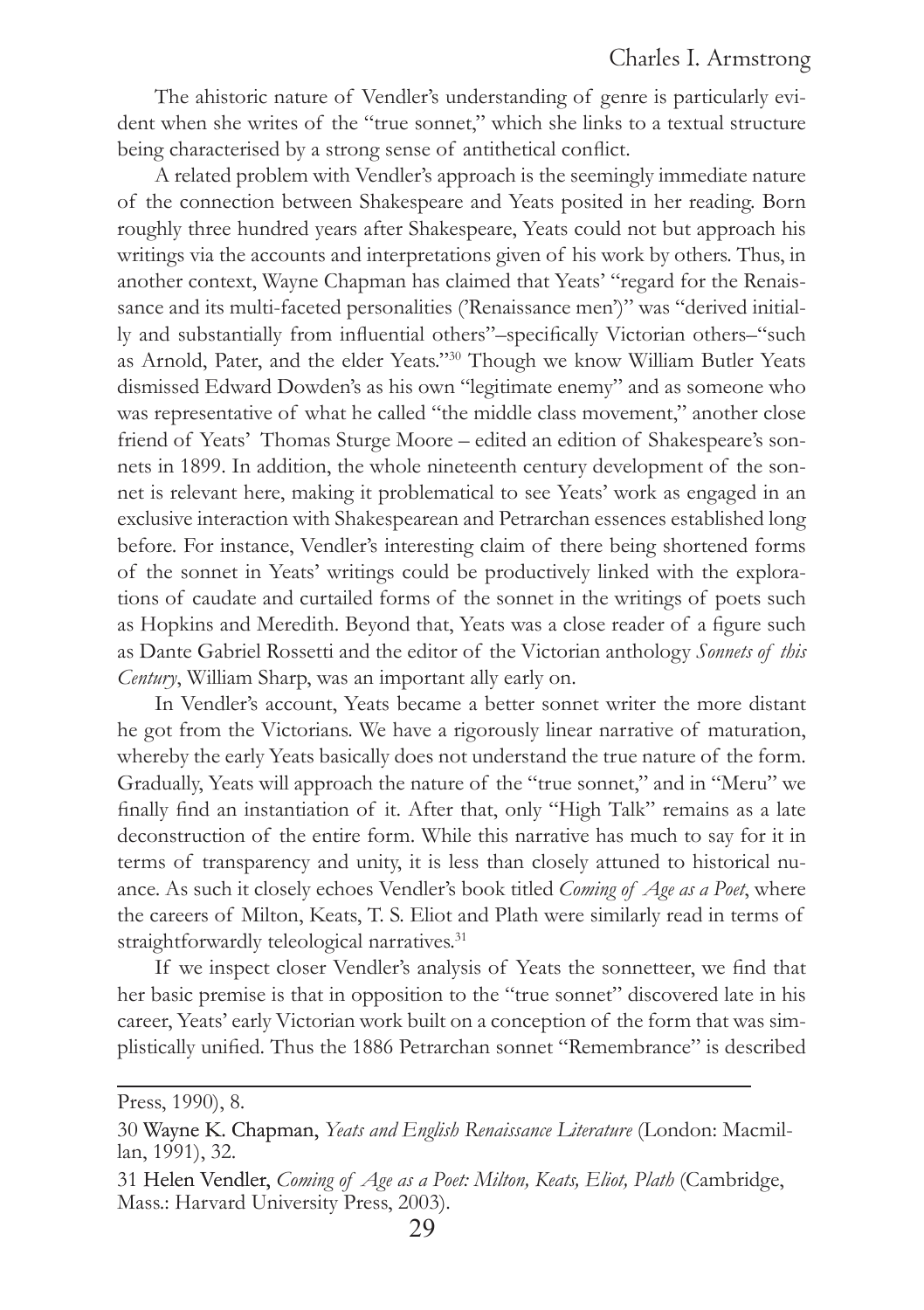The ahistoric nature of Vendler's understanding of genre is particularly evident when she writes of the "true sonnet," which she links to a textual structure being characterised by a strong sense of antithetical conflict.

A related problem with Vendler's approach is the seemingly immediate nature of the connection between Shakespeare and Yeats posited in her reading. Born roughly three hundred years after Shakespeare, Yeats could not but approach his writings via the accounts and interpretations given of his work by others. Thus, in another context, Wayne Chapman has claimed that Yeats' "regard for the Renaissance and its multi-faceted personalities ('Renaissance men')" was "derived initially and substantially from influential others"–specifically Victorian others–"such as Arnold, Pater, and the elder Yeats."[30] Though we know William Butler Yeats dismissed Edward Dowden's as his own "legitimate enemy" and as someone who was representative of what he called "the middle class movement," another close friend of Yeats' Thomas Sturge Moore – edited an edition of Shakespeare's sonnets in 1899. In addition, the whole nineteenth century development of the sonnet is relevant here, making it problematical to see Yeats' work as engaged in an exclusive interaction with Shakespearean and Petrarchan essences established long before. For instance, Vendler's interesting claim of there being shortened forms of the sonnet in Yeats' writings could be productively linked with the explorations of caudate and curtailed forms of the sonnet in the writings of poets such as Hopkins and Meredith. Beyond that, Yeats was a close reader of a figure such as Dante Gabriel Rossetti and the editor of the Victorian anthology *Sonnets of this Century*, William Sharp, was an important ally early on.

In Vendler's account, Yeats became a better sonnet writer the more distant he got from the Victorians. We have a rigorously linear narrative of maturation, whereby the early Yeats basically does not understand the true nature of the form. Gradually, Yeats will approach the nature of the "true sonnet," and in "Meru" we finally find an instantiation of it. After that, only "High Talk" remains as a late deconstruction of the entire form. While this narrative has much to say for it in terms of transparency and unity, it is less than closely attuned to historical nuance. As such it closely echoes Vendler's book titled *Coming of Age as a Poet*, where the careers of Milton, Keats, T. S. Eliot and Plath were similarly read in terms of straightforwardly teleological narratives.[31]

If we inspect closer Vendler's analysis of Yeats the sonnetteer, we find that her basic premise is that in opposition to the "true sonnet" discovered late in his career, Yeats' early Victorian work built on a conception of the form that was simplistically unified. Thus the 1886 Petrarchan sonnet "Remembrance" is described

---

Press, 1990), 8.

30 Wayne K. Chapman, *Yeats and English Renaissance Literature* (London: Macmillan, 1991), 32.

31 Helen Vendler, *Coming of Age as a Poet: Milton, Keats, Eliot, Plath* (Cambridge, Mass.: Harvard University Press, 2003).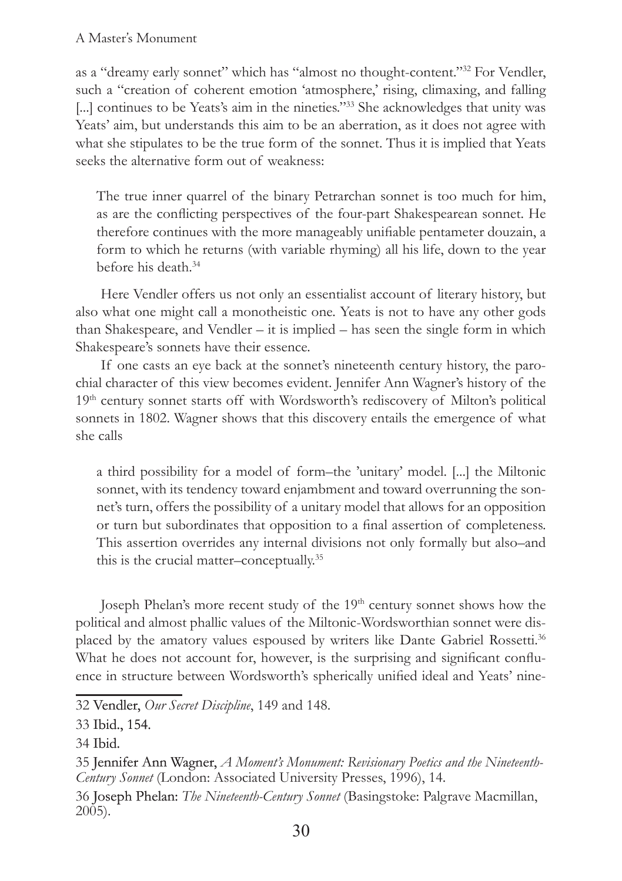as a "dreamy early sonnet" which has "almost no thought-content."[32] For Vendler, such a "creation of coherent emotion 'atmosphere,' rising, climaxing, and falling [...] continues to be Yeats's aim in the nineties."[33] She acknowledges that unity was Yeats' aim, but understands this aim to be an aberration, as it does not agree with what she stipulates to be the true form of the sonnet. Thus it is implied that Yeats seeks the alternative form out of weakness:

> The true inner quarrel of the binary Petrarchan sonnet is too much for him, as are the conflicting perspectives of the four-part Shakespearean sonnet. He therefore continues with the more manageably unifiable pentameter douzain, a form to which he returns (with variable rhyming) all his life, down to the year before his death.[34]

Here Vendler offers us not only an essentialist account of literary history, but also what one might call a monotheistic one. Yeats is not to have any other gods than Shakespeare, and Vendler – it is implied – has seen the single form in which Shakespeare's sonnets have their essence.

If one casts an eye back at the sonnet's nineteenth century history, the parochial character of this view becomes evident. Jennifer Ann Wagner's history of the 19th century sonnet starts off with Wordsworth's rediscovery of Milton's political sonnets in 1802. Wagner shows that this discovery entails the emergence of what she calls

> a third possibility for a model of form–the 'unitary' model. [...] the Miltonic sonnet, with its tendency toward enjambment and toward overrunning the sonnet's turn, offers the possibility of a unitary model that allows for an opposition or turn but subordinates that opposition to a final assertion of completeness. This assertion overrides any internal divisions not only formally but also–and this is the crucial matter–conceptually.[35]

Joseph Phelan's more recent study of the 19th century sonnet shows how the political and almost phallic values of the Miltonic-Wordsworthian sonnet were displaced by the amatory values espoused by writers like Dante Gabriel Rossetti.[36] What he does not account for, however, is the surprising and significant confluence in structure between Wordsworth's spherically unified ideal and Yeats' nine-

---

32 Vendler, *Our Secret Discipline*, 149 and 148.

33 Ibid., 154.

34 Ibid.

35 Jennifer Ann Wagner, *A Moment's Monument: Revisionary Poetics and the Nineteenth-Century Sonnet* (London: Associated University Presses, 1996), 14.

36 Joseph Phelan: *The Nineteenth-Century Sonnet* (Basingstoke: Palgrave Macmillan, 2005).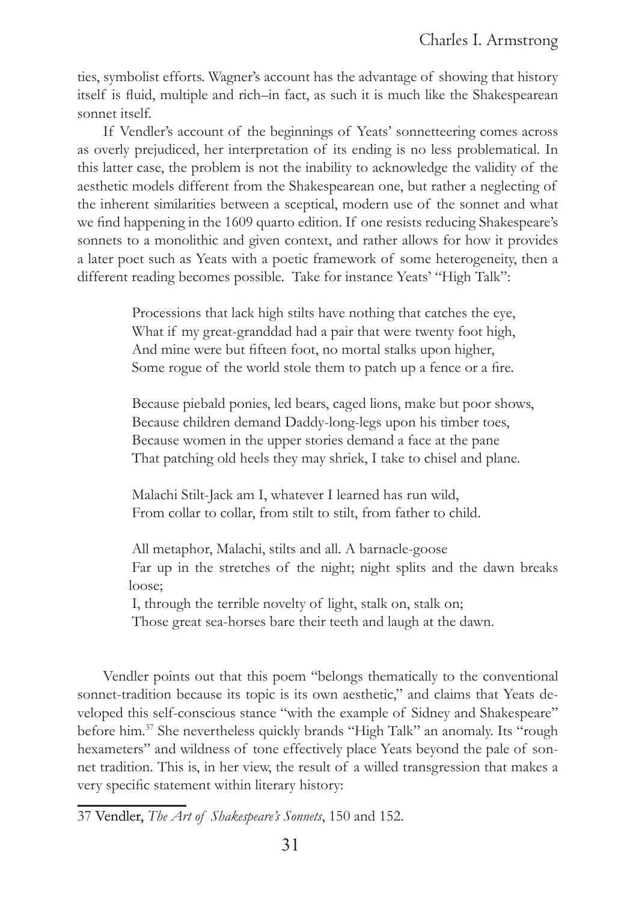ties, symbolist efforts. Wagner's account has the advantage of showing that history itself is fluid, multiple and rich–in fact, as such it is much like the Shakespearean sonnet itself.

If Vendler's account of the beginnings of Yeats' sonnetteering comes across as overly prejudiced, her interpretation of its ending is no less problematical. In this latter case, the problem is not the inability to acknowledge the validity of the aesthetic models different from the Shakespearean one, but rather a neglecting of the inherent similarities between a sceptical, modern use of the sonnet and what we find happening in the 1609 quarto edition. If one resists reducing Shakespeare's sonnets to a monolithic and given context, and rather allows for how it provides a later poet such as Yeats with a poetic framework of some heterogeneity, then a different reading becomes possible. Take for instance Yeats' "High Talk":

> Processions that lack high stilts have nothing that catches the eye,
> What if my great-granddad had a pair that were twenty foot high,
> And mine were but fifteen foot, no mortal stalks upon higher,
> Some rogue of the world stole them to patch up a fence or a fire.
>
> Because piebald ponies, led bears, caged lions, make but poor shows,
> Because children demand Daddy-long-legs upon his timber toes,
> Because women in the upper stories demand a face at the pane
> That patching old heels they may shriek, I take to chisel and plane.
>
> Malachi Stilt-Jack am I, whatever I learned has run wild,
> From collar to collar, from stilt to stilt, from father to child.
>
> All metaphor, Malachi, stilts and all. A barnacle-goose
> Far up in the stretches of the night; night splits and the dawn breaks loose;
> I, through the terrible novelty of light, stalk on, stalk on;
> Those great sea-horses bare their teeth and laugh at the dawn.

Vendler points out that this poem "belongs thematically to the conventional sonnet-tradition because its topic is its own aesthetic," and claims that Yeats developed this self-conscious stance "with the example of Sidney and Shakespeare" before him.[37] She nevertheless quickly brands "High Talk" an anomaly. Its "rough hexameters" and wildness of tone effectively place Yeats beyond the pale of sonnet tradition. This is, in her view, the result of a willed transgression that makes a very specific statement within literary history:

37 Vendler, *The Art of Shakespeare's Sonnets*, 150 and 152.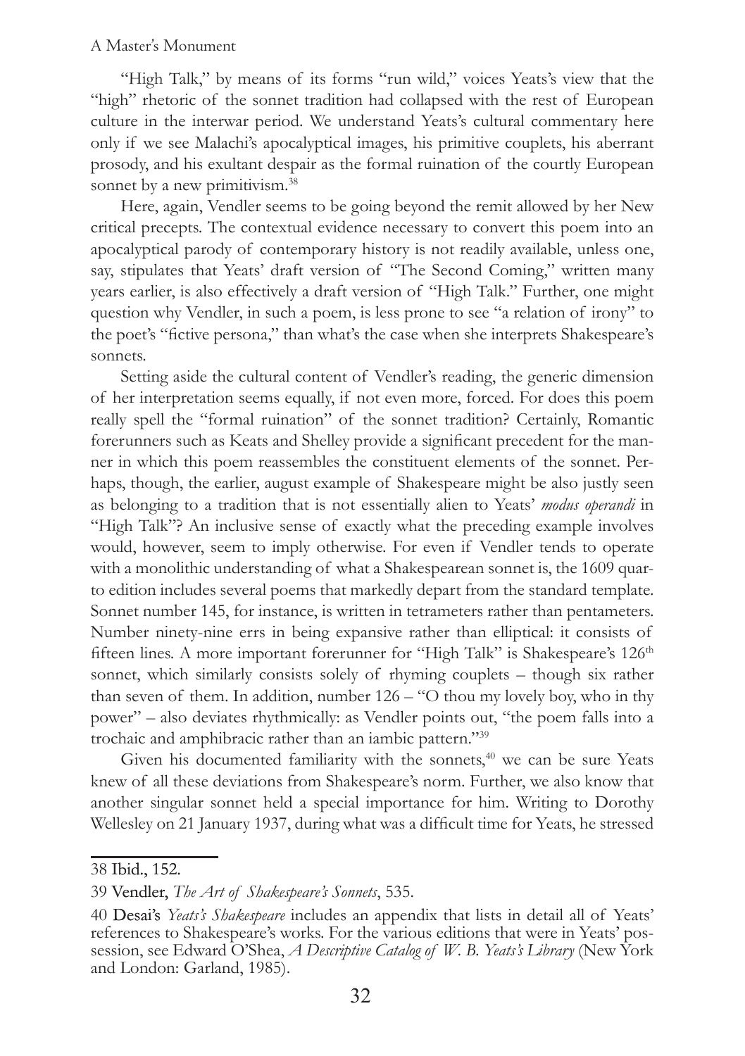"High Talk," by means of its forms "run wild," voices Yeats's view that the "high" rhetoric of the sonnet tradition had collapsed with the rest of European culture in the interwar period. We understand Yeats's cultural commentary here only if we see Malachi's apocalyptical images, his primitive couplets, his aberrant prosody, and his exultant despair as the formal ruination of the courtly European sonnet by a new primitivism.[38]

Here, again, Vendler seems to be going beyond the remit allowed by her New critical precepts. The contextual evidence necessary to convert this poem into an apocalyptical parody of contemporary history is not readily available, unless one, say, stipulates that Yeats' draft version of "The Second Coming," written many years earlier, is also effectively a draft version of "High Talk." Further, one might question why Vendler, in such a poem, is less prone to see "a relation of irony" to the poet's "fictive persona," than what's the case when she interprets Shakespeare's sonnets.

Setting aside the cultural content of Vendler's reading, the generic dimension of her interpretation seems equally, if not even more, forced. For does this poem really spell the "formal ruination" of the sonnet tradition? Certainly, Romantic forerunners such as Keats and Shelley provide a significant precedent for the manner in which this poem reassembles the constituent elements of the sonnet. Perhaps, though, the earlier, august example of Shakespeare might be also justly seen as belonging to a tradition that is not essentially alien to Yeats' *modus operandi* in "High Talk"? An inclusive sense of exactly what the preceding example involves would, however, seem to imply otherwise. For even if Vendler tends to operate with a monolithic understanding of what a Shakespearean sonnet is, the 1609 quarto edition includes several poems that markedly depart from the standard template. Sonnet number 145, for instance, is written in tetrameters rather than pentameters. Number ninety-nine errs in being expansive rather than elliptical: it consists of fifteen lines. A more important forerunner for "High Talk" is Shakespeare's 126th sonnet, which similarly consists solely of rhyming couplets – though six rather than seven of them. In addition, number 126 – "O thou my lovely boy, who in thy power" – also deviates rhythmically: as Vendler points out, "the poem falls into a trochaic and amphibracic rather than an iambic pattern."[39]

Given his documented familiarity with the sonnets,[40] we can be sure Yeats knew of all these deviations from Shakespeare's norm. Further, we also know that another singular sonnet held a special importance for him. Writing to Dorothy Wellesley on 21 January 1937, during what was a difficult time for Yeats, he stressed

---

38 Ibid., 152.

39 Vendler, *The Art of Shakespeare's Sonnets*, 535.

40 Desai's *Yeats's Shakespeare* includes an appendix that lists in detail all of Yeats' references to Shakespeare's works. For the various editions that were in Yeats' possession, see Edward O'Shea, *A Descriptive Catalog of W. B. Yeats's Library* (New York and London: Garland, 1985).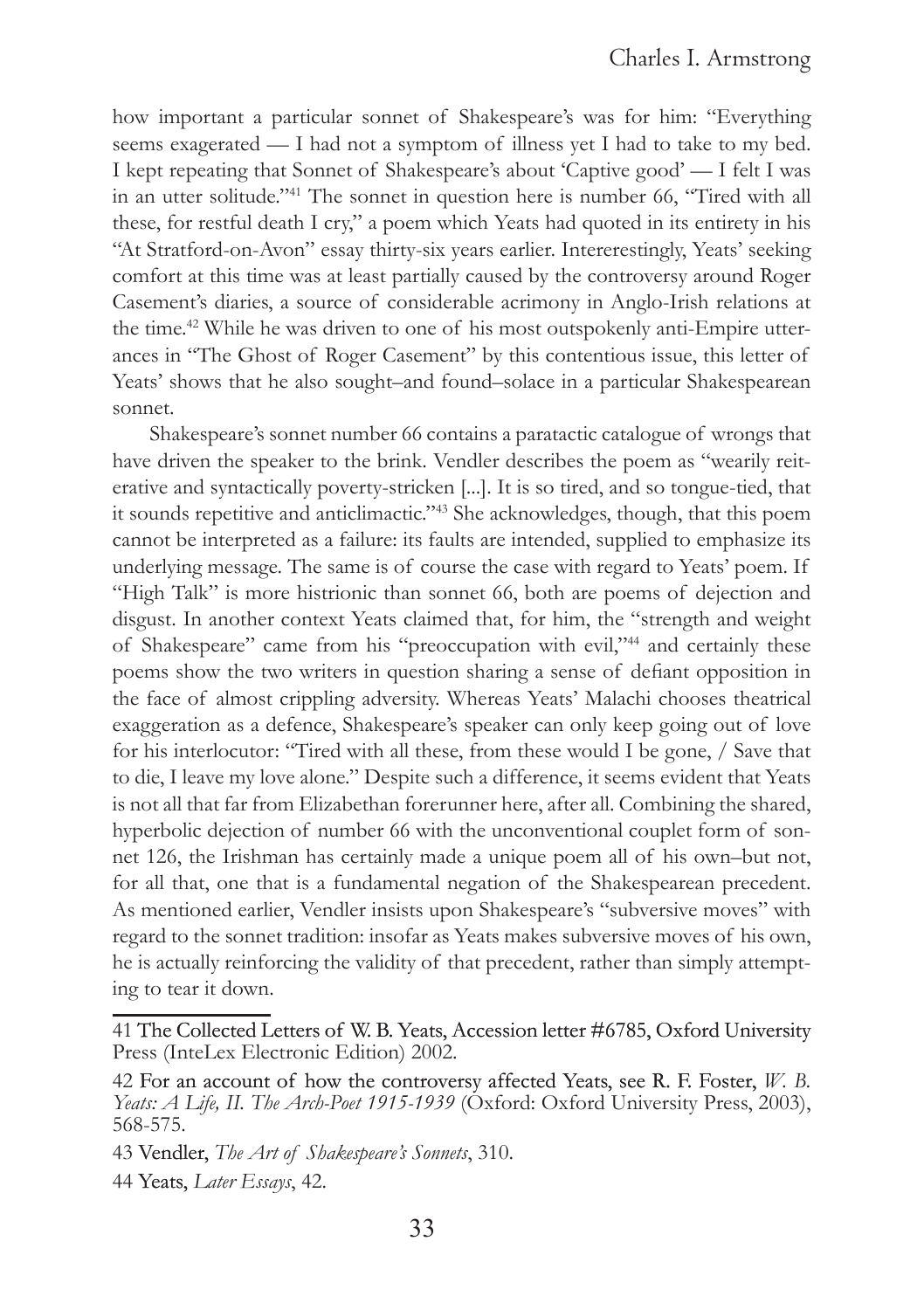how important a particular sonnet of Shakespeare's was for him: "Everything seems exagerated — I had not a symptom of illness yet I had to take to my bed. I kept repeating that Sonnet of Shakespeare's about 'Captive good' — I felt I was in an utter solitude."[41] The sonnet in question here is number 66, "Tired with all these, for restful death I cry," a poem which Yeats had quoted in its entirety in his "At Stratford-on-Avon" essay thirty-six years earlier. Intererestingly, Yeats' seeking comfort at this time was at least partially caused by the controversy around Roger Casement's diaries, a source of considerable acrimony in Anglo-Irish relations at the time.[42] While he was driven to one of his most outspokenly anti-Empire utterances in "The Ghost of Roger Casement" by this contentious issue, this letter of Yeats' shows that he also sought–and found–solace in a particular Shakespearean sonnet.

Shakespeare's sonnet number 66 contains a paratactic catalogue of wrongs that have driven the speaker to the brink. Vendler describes the poem as "wearily reiterative and syntactically poverty-stricken [...]. It is so tired, and so tongue-tied, that it sounds repetitive and anticlimactic."[43] She acknowledges, though, that this poem cannot be interpreted as a failure: its faults are intended, supplied to emphasize its underlying message. The same is of course the case with regard to Yeats' poem. If "High Talk" is more histrionic than sonnet 66, both are poems of dejection and disgust. In another context Yeats claimed that, for him, the "strength and weight of Shakespeare" came from his "preoccupation with evil,"[44] and certainly these poems show the two writers in question sharing a sense of defiant opposition in the face of almost crippling adversity. Whereas Yeats' Malachi chooses theatrical exaggeration as a defence, Shakespeare's speaker can only keep going out of love for his interlocutor: "Tired with all these, from these would I be gone, / Save that to die, I leave my love alone." Despite such a difference, it seems evident that Yeats is not all that far from Elizabethan forerunner here, after all. Combining the shared, hyperbolic dejection of number 66 with the unconventional couplet form of sonnet 126, the Irishman has certainly made a unique poem all of his own–but not, for all that, one that is a fundamental negation of the Shakespearean precedent. As mentioned earlier, Vendler insists upon Shakespeare's "subversive moves" with regard to the sonnet tradition: insofar as Yeats makes subversive moves of his own, he is actually reinforcing the validity of that precedent, rather than simply attempting to tear it down.

---

41 The Collected Letters of W. B. Yeats, Accession letter #6785, Oxford University Press (InteLex Electronic Edition) 2002.

42 For an account of how the controversy affected Yeats, see R. F. Foster, *W. B. Yeats: A Life, II. The Arch-Poet 1915-1939* (Oxford: Oxford University Press, 2003), 568-575.

43 Vendler, *The Art of Shakespeare's Sonnets*, 310.

44 Yeats, *Later Essays*, 42.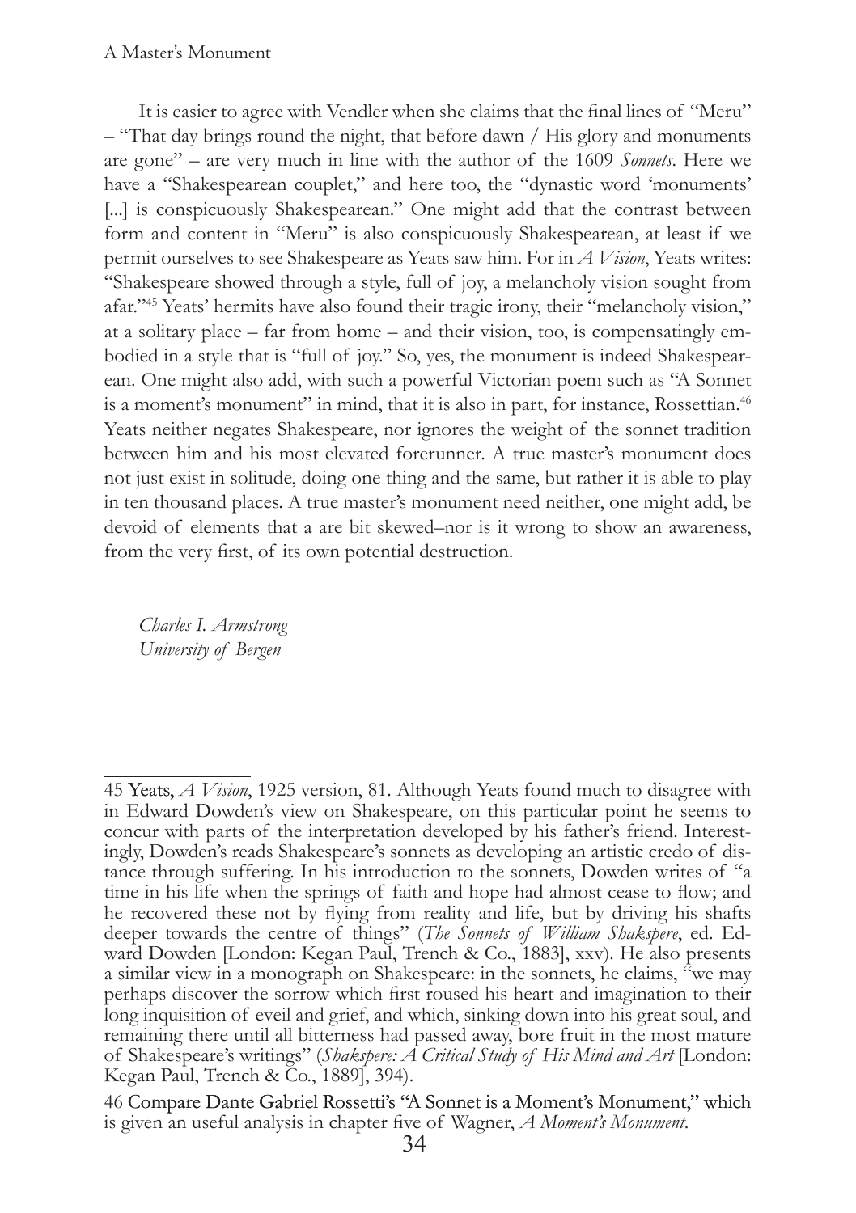It is easier to agree with Vendler when she claims that the final lines of "Meru" – "That day brings round the night, that before dawn / His glory and monuments are gone" – are very much in line with the author of the 1609 *Sonnets*. Here we have a "Shakespearean couplet," and here too, the "dynastic word 'monuments' [...] is conspicuously Shakespearean." One might add that the contrast between form and content in "Meru" is also conspicuously Shakespearean, at least if we permit ourselves to see Shakespeare as Yeats saw him. For in *A Vision*, Yeats writes: "Shakespeare showed through a style, full of joy, a melancholy vision sought from afar."[45] Yeats' hermits have also found their tragic irony, their "melancholy vision," at a solitary place – far from home – and their vision, too, is compensatingly embodied in a style that is "full of joy." So, yes, the monument is indeed Shakespearean. One might also add, with such a powerful Victorian poem such as "A Sonnet is a moment's monument" in mind, that it is also in part, for instance, Rossettian.[46] Yeats neither negates Shakespeare, nor ignores the weight of the sonnet tradition between him and his most elevated forerunner. A true master's monument does not just exist in solitude, doing one thing and the same, but rather it is able to play in ten thousand places. A true master's monument need neither, one might add, be devoid of elements that a are bit skewed–nor is it wrong to show an awareness, from the very first, of its own potential destruction.

*Charles I. Armstrong*
*University of Bergen*

---

45 Yeats, *A Vision*, 1925 version, 81. Although Yeats found much to disagree with in Edward Dowden's view on Shakespeare, on this particular point he seems to concur with parts of the interpretation developed by his father's friend. Interestingly, Dowden's reads Shakespeare's sonnets as developing an artistic credo of distance through suffering. In his introduction to the sonnets, Dowden writes of "a time in his life when the springs of faith and hope had almost cease to flow; and he recovered these not by flying from reality and life, but by driving his shafts deeper towards the centre of things" (*The Sonnets of William Shakspere*, ed. Edward Dowden [London: Kegan Paul, Trench & Co., 1883], xxv). He also presents a similar view in a monograph on Shakespeare: in the sonnets, he claims, "we may perhaps discover the sorrow which first roused his heart and imagination to their long inquisition of eveil and grief, and which, sinking down into his great soul, and remaining there until all bitterness had passed away, bore fruit in the most mature of Shakespeare's writings" (*Shakspere: A Critical Study of His Mind and Art* [London: Kegan Paul, Trench & Co., 1889], 394).

46 Compare Dante Gabriel Rossetti's "A Sonnet is a Moment's Monument," which is given an useful analysis in chapter five of Wagner, *A Moment's Monument*.